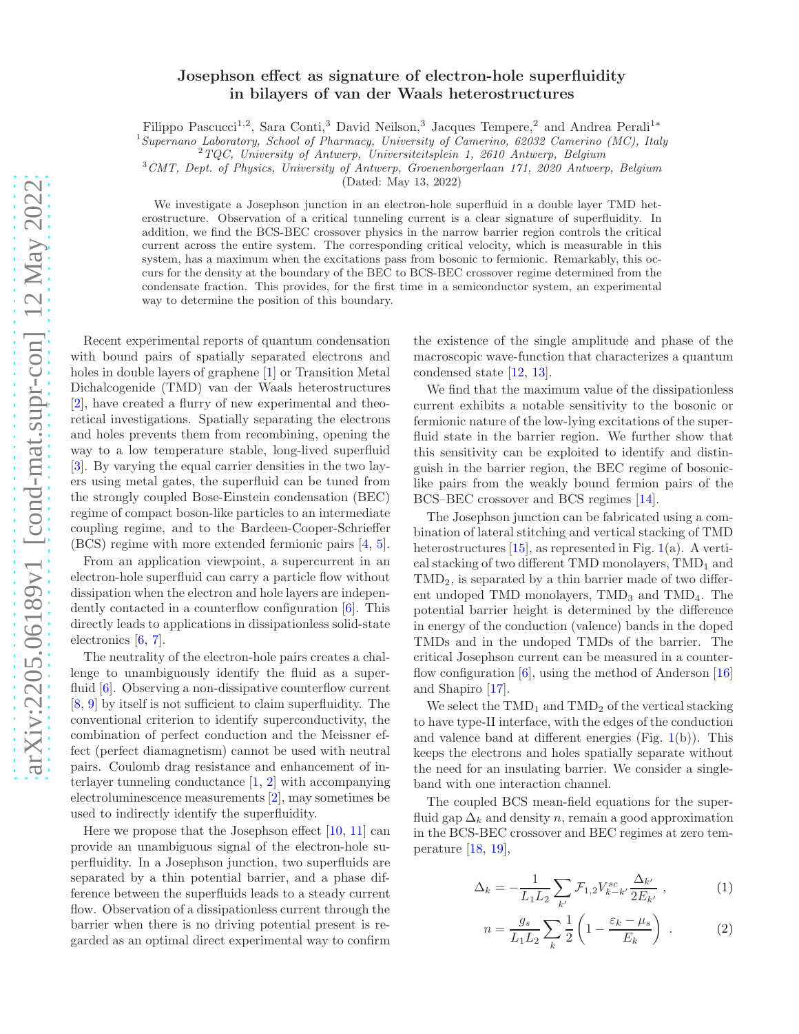# Josephson effect as signature of electron-hole superfluidity in bilayers of van der Waals heterostructures

Filippo Pascucci[1,2], Sara Conti,[3] David Neilson,[3] Jacques Tempere,[2] and Andrea Perali[1*]

[1] *Supernano Laboratory, School of Pharmacy, University of Camerino, 62032 Camerino (MC), Italy*
[2] *TQC, University of Antwerp, Universiteitsplein 1, 2610 Antwerp, Belgium*
[3] *CMT, Dept. of Physics, University of Antwerp, Groenenborgerlaan 171, 2020 Antwerp, Belgium*

(Dated: May 13, 2022)

We investigate a Josephson junction in an electron-hole superfluid in a double layer TMD heterostructure. Observation of a critical tunneling current is a clear signature of superfluidity. In addition, we find the BCS-BEC crossover physics in the narrow barrier region controls the critical current across the entire system. The corresponding critical velocity, which is measurable in this system, has a maximum when the excitations pass from bosonic to fermionic. Remarkably, this occurs for the density at the boundary of the BEC to BCS-BEC crossover regime determined from the condensate fraction. This provides, for the first time in a semiconductor system, an experimental way to determine the position of this boundary.

Recent experimental reports of quantum condensation with bound pairs of spatially separated electrons and holes in double layers of graphene [1] or Transition Metal Dichalcogenide (TMD) van der Waals heterostructures [2], have created a flurry of new experimental and theoretical investigations. Spatially separating the electrons and holes prevents them from recombining, opening the way to a low temperature stable, long-lived superfluid [3]. By varying the equal carrier densities in the two layers using metal gates, the superfluid can be tuned from the strongly coupled Bose-Einstein condensation (BEC) regime of compact boson-like particles to an intermediate coupling regime, and to the Bardeen-Cooper-Schrieffer (BCS) regime with more extended fermionic pairs [4, 5].

From an application viewpoint, a supercurrent in an electron-hole superfluid can carry a particle flow without dissipation when the electron and hole layers are independently contacted in a counterflow configuration [6]. This directly leads to applications in dissipationless solid-state electronics [6, 7].

The neutrality of the electron-hole pairs creates a challenge to unambiguously identify the fluid as a superfluid [6]. Observing a non-dissipative counterflow current [8, 9] by itself is not sufficient to claim superfluidity. The conventional criterion to identify superconductivity, the combination of perfect conduction and the Meissner effect (perfect diamagnetism) cannot be used with neutral pairs. Coulomb drag resistance and enhancement of interlayer tunneling conductance [1, 2] with accompanying electroluminescence measurements [2], may sometimes be used to indirectly identify the superfluidity.

Here we propose that the Josephson effect [10, 11] can provide an unambiguous signal of the electron-hole superfluidity. In a Josephson junction, two superfluids are separated by a thin potential barrier, and a phase difference between the superfluids leads to a steady current flow. Observation of a dissipationless current through the barrier when there is no driving potential present is regarded as an optimal direct experimental way to confirm the existence of the single amplitude and phase of the macroscopic wave-function that characterizes a quantum condensed state [12, 13].

We find that the maximum value of the dissipationless current exhibits a notable sensitivity to the bosonic or fermionic nature of the low-lying excitations of the superfluid state in the barrier region. We further show that this sensitivity can be exploited to identify and distinguish in the barrier region, the BEC regime of bosonic-like pairs from the weakly bound fermion pairs of the BCS–BEC crossover and BCS regimes [14].

The Josephson junction can be fabricated using a combination of lateral stitching and vertical stacking of TMD heterostructures [15], as represented in Fig. 1(a). A vertical stacking of two different TMD monolayers, $TMD_1$ and $TMD_2$, is separated by a thin barrier made of two different undoped TMD monolayers, $TMD_3$ and $TMD_4$. The potential barrier height is determined by the difference in energy of the conduction (valence) bands in the doped TMDs and in the undoped TMDs of the barrier. The critical Josephson current can be measured in a counterflow configuration [6], using the method of Anderson [16] and Shapiro [17].

We select the $TMD_1$ and $TMD_2$ of the vertical stacking to have type-II interface, with the edges of the conduction and valence band at different energies (Fig. 1(b)). This keeps the electrons and holes spatially separate without the need for an insulating barrier. We consider a single-band with one interaction channel.

The coupled BCS mean-field equations for the superfluid gap $\Delta_k$ and density $n$, remain a good approximation in the BCS-BEC crossover and BEC regimes at zero temperature [18, 19],

$$\Delta_k = -\frac{1}{L_1 L_2}\sum_{k'} \mathcal{F}_{1,2} V^{sc}_{k-k'} \frac{\Delta_{k'}}{2E_{k'}} \ , \tag{1}$$

$$n = \frac{g_s}{L_1 L_2}\sum_{k} \frac{1}{2}\left(1 - \frac{\varepsilon_k - \mu_s}{E_k}\right) \ . \tag{2}$$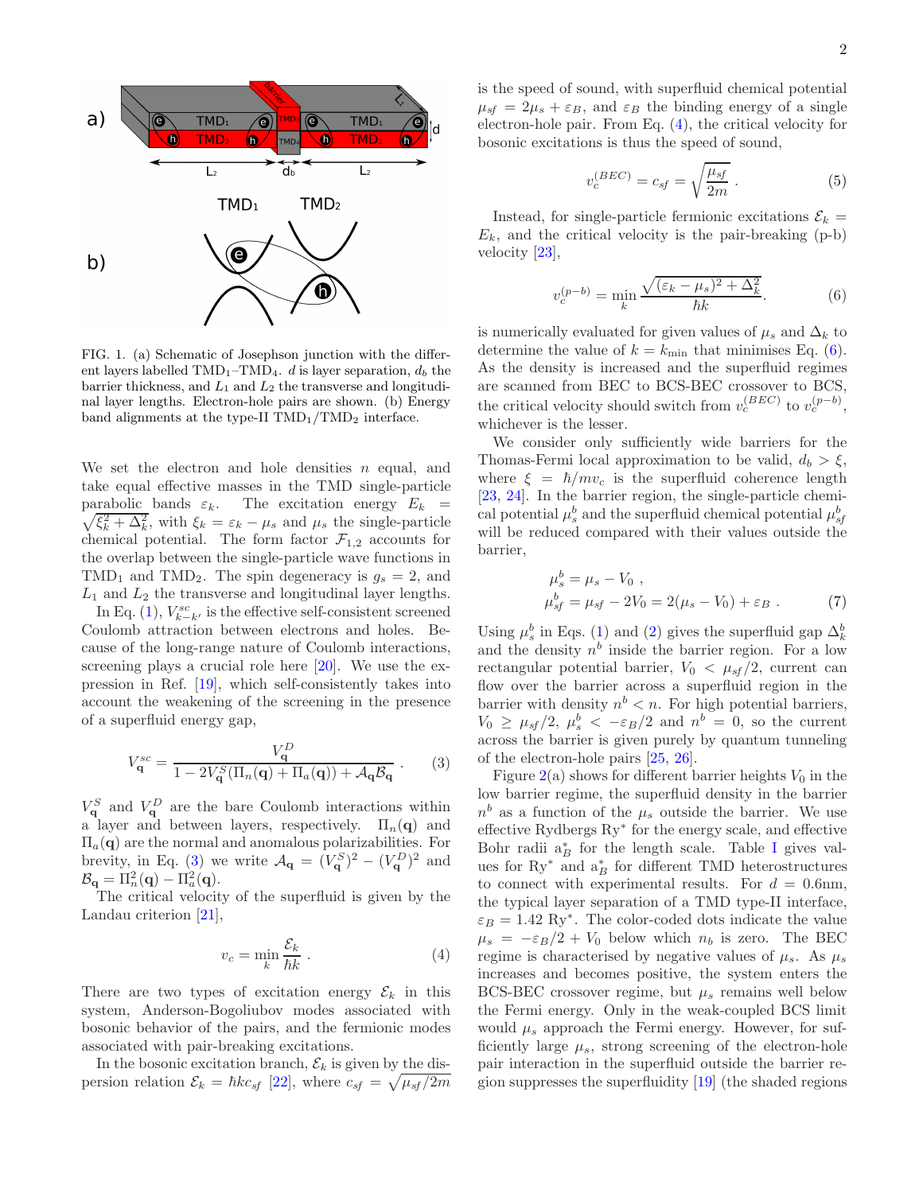FIG. 1. (a) Schematic of Josephson junction with the different layers labelled TMD$_1$–TMD$_4$. $d$ is layer separation, $d_b$ the barrier thickness, and $L_1$ and $L_2$ the transverse and longitudinal layer lengths. Electron-hole pairs are shown. (b) Energy band alignments at the type-II TMD$_1$/TMD$_2$ interface.

We set the electron and hole densities $n$ equal, and take equal effective masses in the TMD single-particle parabolic bands $\varepsilon_k$. The excitation energy $E_k = \sqrt{\xi_k^2 + \Delta_k^2}$, with $\xi_k = \varepsilon_k - \mu_s$ and $\mu_s$ the single-particle chemical potential. The form factor $\mathcal{F}_{1,2}$ accounts for the overlap between the single-particle wave functions in TMD$_1$ and TMD$_2$. The spin degeneracy is $g_s = 2$, and $L_1$ and $L_2$ the transverse and longitudinal layer lengths.

In Eq. (1), $V^{sc}_{k-k'}$ is the effective self-consistent screened Coulomb attraction between electrons and holes. Because of the long-range nature of Coulomb interactions, screening plays a crucial role here [20]. We use the expression in Ref. [19], which self-consistently takes into account the weakening of the screening in the presence of a superfluid energy gap,

$$V^{sc}_{\mathbf{q}} = \frac{V^D_{\mathbf{q}}}{1 - 2V^S_{\mathbf{q}}(\Pi_n(\mathbf{q}) + \Pi_a(\mathbf{q})) + \mathcal{A}_{\mathbf{q}}\mathcal{B}_{\mathbf{q}}} . \quad (3)$$

$V^S_{\mathbf{q}}$ and $V^D_{\mathbf{q}}$ are the bare Coulomb interactions within a layer and between layers, respectively. $\Pi_n(\mathbf{q})$ and $\Pi_a(\mathbf{q})$ are the normal and anomalous polarizabilities. For brevity, in Eq. (3) we write $\mathcal{A}_{\mathbf{q}} = (V^S_{\mathbf{q}})^2 - (V^D_{\mathbf{q}})^2$ and $\mathcal{B}_{\mathbf{q}} = \Pi^2_n(\mathbf{q}) - \Pi^2_a(\mathbf{q})$.

The critical velocity of the superfluid is given by the Landau criterion [21],

$$v_c = \min_k \frac{\mathcal{E}_k}{\hbar k} . \quad (4)$$

There are two types of excitation energy $\mathcal{E}_k$ in this system, Anderson-Bogoliubov modes associated with bosonic behavior of the pairs, and the fermionic modes associated with pair-breaking excitations.

In the bosonic excitation branch, $\mathcal{E}_k$ is given by the dispersion relation $\mathcal{E}_k = \hbar k c_{sf}$ [22], where $c_{sf} = \sqrt{\mu_{sf}/2m}$ is the speed of sound, with superfluid chemical potential $\mu_{sf} = 2\mu_s + \varepsilon_B$, and $\varepsilon_B$ the binding energy of a single electron-hole pair. From Eq. (4), the critical velocity for bosonic excitations is thus the speed of sound,

$$v_c^{(BEC)} = c_{sf} = \sqrt{\frac{\mu_{sf}}{2m}} . \quad (5)$$

Instead, for single-particle fermionic excitations $\mathcal{E}_k = E_k$, and the critical velocity is the pair-breaking (p-b) velocity [23],

$$v_c^{(p-b)} = \min_k \frac{\sqrt{(\varepsilon_k - \mu_s)^2 + \Delta_k^2}}{\hbar k} . \quad (6)$$

is numerically evaluated for given values of $\mu_s$ and $\Delta_k$ to determine the value of $k = k_{\min}$ that minimises Eq. (6). As the density is increased and the superfluid regimes are scanned from BEC to BCS-BEC crossover to BCS, the critical velocity should switch from $v_c^{(BEC)}$ to $v_c^{(p-b)}$, whichever is the lesser.

We consider only sufficiently wide barriers for the Thomas-Fermi local approximation to be valid, $d_b > \xi$, where $\xi = \hbar/mv_c$ is the superfluid coherence length [23, 24]. In the barrier region, the single-particle chemical potential $\mu^b_s$ and the superfluid chemical potential $\mu^b_{sf}$ will be reduced compared with their values outside the barrier,

$$\begin{aligned} \mu^b_s &= \mu_s - V_0 \ , \\ \mu^b_{sf} &= \mu_{sf} - 2V_0 = 2(\mu_s - V_0) + \varepsilon_B \ . \end{aligned} \quad (7)$$

Using $\mu^b_s$ in Eqs. (1) and (2) gives the superfluid gap $\Delta^b_k$ and the density $n^b$ inside the barrier region. For a low rectangular potential barrier, $V_0 < \mu_{sf}/2$, current can flow over the barrier across a superfluid region in the barrier with density $n^b < n$. For high potential barriers, $V_0 \geq \mu_{sf}/2$, $\mu^b_s < -\varepsilon_B/2$ and $n^b = 0$, so the current across the barrier is given purely by quantum tunneling of the electron-hole pairs [25, 26].

Figure 2(a) shows for different barrier heights $V_0$ in the low barrier regime, the superfluid density in the barrier $n^b$ as a function of the $\mu_s$ outside the barrier. We use effective Rydbergs Ry$^*$ for the energy scale, and effective Bohr radii a$^*_B$ for the length scale. Table I gives values for Ry$^*$ and a$^*_B$ for different TMD heterostructures to connect with experimental results. For $d = 0.6$nm, the typical layer separation of a TMD type-II interface, $\varepsilon_B = 1.42$ Ry$^*$. The color-coded dots indicate the value $\mu_s = -\varepsilon_B/2 + V_0$ below which $n_b$ is zero. The BEC regime is characterised by negative values of $\mu_s$. As $\mu_s$ increases and becomes positive, the system enters the BCS-BEC crossover regime, but $\mu_s$ remains well below the Fermi energy. Only in the weak-coupled BCS limit would $\mu_s$ approach the Fermi energy. However, for sufficiently large $\mu_s$, strong screening of the electron-hole pair interaction in the superfluid outside the barrier region suppresses the superfluidity [19] (the shaded regions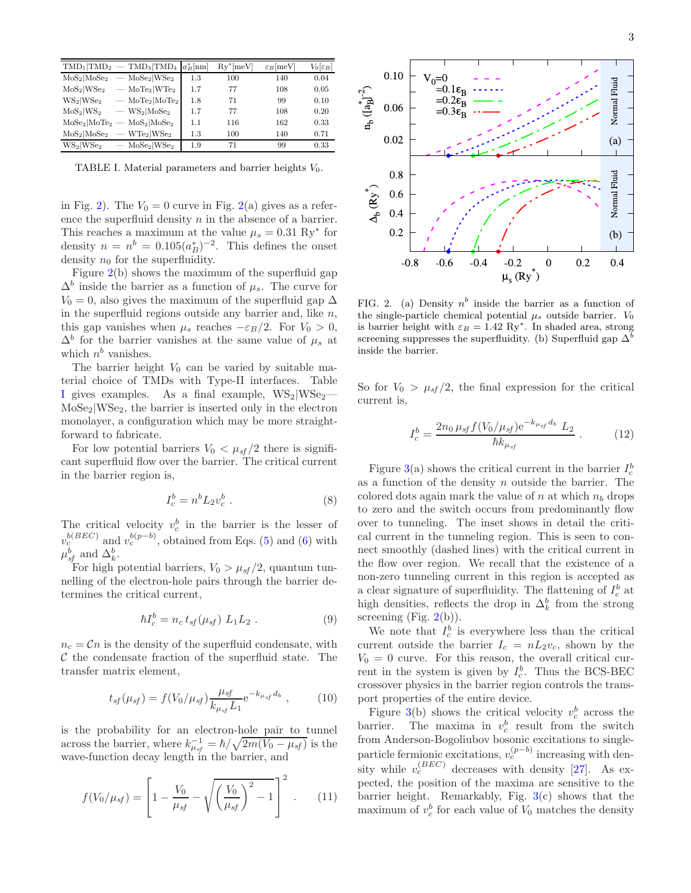| $TMD_1$\|$TMD_2$ — $TMD_3$\|$TMD_4$ | $a_B^*$[nm] | $Ry^*$[meV] | $\varepsilon_B$[meV] | $V_0[\varepsilon_B]$ |
|---|---|---|---|---|
| $MoS_2$\|$MoSe_2$ — $MoSe_2$\|$WSe_2$ | 1.3 | 100 | 140 | 0.04 |
| $MoS_2$\|$WSe_2$ — $MoTe_2$\|$WTe_2$ | 1.7 | 77 | 108 | 0.05 |
| $WS_2$\|$WSe_2$ — $MoTe_2$\|$MoTe_2$ | 1.8 | 71 | 99 | 0.10 |
| $MoS_2$\|$WS_2$ — $WS_2$\|$MoSe_2$ | 1.7 | 77 | 108 | 0.20 |
| $MoSe_2$\|$MoTe_2$ — $MoS_2$\|$MoSe_2$ | 1.1 | 116 | 162 | 0.33 |
| $MoS_2$\|$MoSe_2$ — $WTe_2$\|$WSe_2$ | 1.3 | 100 | 140 | 0.71 |
| $WS_2$\|$WSe_2$ — $MoSe_2$\|$WSe_2$ | 1.9 | 71 | 99 | 0.33 |

TABLE I. Material parameters and barrier heights $V_0$.

in Fig. 2). The $V_0 = 0$ curve in Fig. 2(a) gives as a reference the superfluid density $n$ in the absence of a barrier. This reaches a maximum at the value $\mu_s = 0.31$ Ry$^*$ for density $n = n^b = 0.105(a_B^*)^{-2}$. This defines the onset density $n_0$ for the superfluidity.

Figure 2(b) shows the maximum of the superfluid gap $\Delta^b$ inside the barrier as a function of $\mu_s$. The curve for $V_0 = 0$, also gives the maximum of the superfluid gap $\Delta$ in the superfluid regions outside any barrier and, like $n$, this gap vanishes when $\mu_s$ reaches $-\varepsilon_B/2$. For $V_0 > 0$, $\Delta^b$ for the barrier vanishes at the same value of $\mu_s$ at which $n^b$ vanishes.

The barrier height $V_0$ can be varied by suitable material choice of TMDs with Type-II interfaces. Table I gives examples. As a final example, $WS_2$|$WSe_2$—$MoSe_2$|$WSe_2$, the barrier is inserted only in the electron monolayer, a configuration which may be more straightforward to fabricate.

For low potential barriers $V_0 < \mu_{sf}/2$ there is significant superfluid flow over the barrier. The critical current in the barrier region is,

$$I_c^b = n^b L_2 v_c^b \; . \tag{8}$$

The critical velocity $v_c^b$ in the barrier is the lesser of $v_c^{b(BEC)}$ and $v_c^{b(p-b)}$, obtained from Eqs. (5) and (6) with $\mu_{sf}^b$ and $\Delta_k^b$.

For high potential barriers, $V_0 > \mu_{sf}/2$, quantum tunnelling of the electron-hole pairs through the barrier determines the critical current,

$$\hbar I_c^b = n_c \, t_{sf}(\mu_{sf}) \; L_1 L_2 \; . \tag{9}$$

$n_c = \mathcal{C} n$ is the density of the superfluid condensate, with $\mathcal{C}$ the condensate fraction of the superfluid state. The transfer matrix element,

$$t_{sf}(\mu_{sf}) = f(V_0/\mu_{sf}) \frac{\mu_{sf}}{k_{\mu_{sf}} L_1} \mathrm{e}^{-k_{\mu_{sf}} d_b} \; , \tag{10}$$

is the probability for an electron-hole pair to tunnel across the barrier, where $k_{\mu_{sf}}^{-1} = \hbar/\sqrt{2m(V_0 - \mu_{sf})}$ is the wave-function decay length in the barrier, and

$$f(V_0/\mu_{sf}) = \left[ 1 - \frac{V_0}{\mu_{sf}} - \sqrt{\left(\frac{V_0}{\mu_{sf}}\right)^2 - 1} \; \right]^2 \; . \tag{11}$$

FIG. 2. (a) Density $n^b$ inside the barrier as a function of the single-particle chemical potential $\mu_s$ outside barrier. $V_0$ is barrier height with $\varepsilon_B = 1.42$ Ry$^*$. In shaded area, strong screening suppresses the superfluidity. (b) Superfluid gap $\Delta^b$ inside the barrier.

So for $V_0 > \mu_{sf}/2$, the final expression for the critical current is,

$$I_c^b = \frac{2 n_0 \, \mu_{sf} \, f(V_0/\mu_{sf}) \mathrm{e}^{-k_{\mu_{sf}} d_b} \; L_2}{\hbar k_{\mu_{sf}}} \; . \tag{12}$$

Figure 3(a) shows the critical current in the barrier $I_c^b$ as a function of the density $n$ outside the barrier. The colored dots again mark the value of $n$ at which $n_b$ drops to zero and the switch occurs from predominantly flow over to tunneling. The inset shows in detail the critical current in the tunneling region. This is seen to connect smoothly (dashed lines) with the critical current in the flow over region. We recall that the existence of a non-zero tunneling current in this region is accepted as a clear signature of superfluidity. The flattening of $I_c^b$ at high densities, reflects the drop in $\Delta_k^b$ from the strong screening (Fig. 2(b)).

We note that $I_c^b$ is everywhere less than the critical current outside the barrier $I_c = n L_2 v_c$, shown by the $V_0 = 0$ curve. For this reason, the overall critical current in the system is given by $I_c^b$. Thus the BCS-BEC crossover physics in the barrier region controls the transport properties of the entire device.

Figure 3(b) shows the critical velocity $v_c^b$ across the barrier. The maxima in $v_c^b$ result from the switch from Anderson-Bogoliubov bosonic excitations to single-particle fermionic excitations, $v_c^{(p-b)}$ increasing with density while $v_c^{(BEC)}$ decreases with density [27]. As expected, the position of the maxima are sensitive to the barrier height. Remarkably, Fig. 3(c) shows that the maximum of $v_c^b$ for each value of $V_0$ matches the density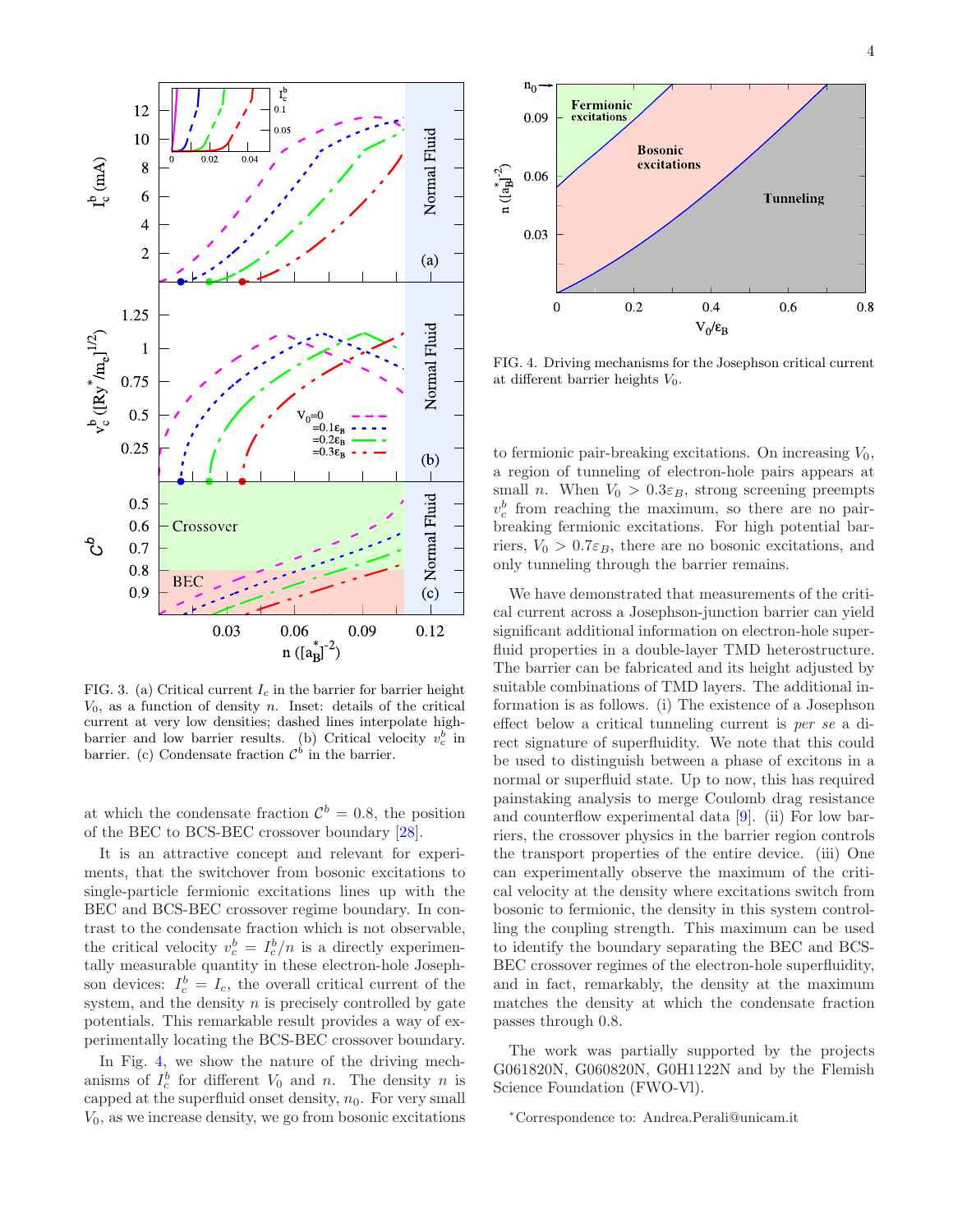FIG. 3. (a) Critical current $I_c$ in the barrier for barrier height $V_0$, as a function of density $n$. Inset: details of the critical current at very low densities; dashed lines interpolate high-barrier and low barrier results. (b) Critical velocity $v_c^b$ in barrier. (c) Condensate fraction $\mathcal{C}^b$ in the barrier.

at which the condensate fraction $\mathcal{C}^b = 0.8$, the position of the BEC to BCS-BEC crossover boundary [28].

It is an attractive concept and relevant for experiments, that the switchover from bosonic excitations to single-particle fermionic excitations lines up with the BEC and BCS-BEC crossover regime boundary. In contrast to the condensate fraction which is not observable, the critical velocity $v_c^b = I_c^b/n$ is a directly experimentally measurable quantity in these electron-hole Josephson devices: $I_c^b = I_c$, the overall critical current of the system, and the density $n$ is precisely controlled by gate potentials. This remarkable result provides a way of experimentally locating the BCS-BEC crossover boundary.

In Fig. 4, we show the nature of the driving mechanisms of $I_c^b$ for different $V_0$ and $n$. The density $n$ is capped at the superfluid onset density, $n_0$. For very small $V_0$, as we increase density, we go from bosonic excitations to fermionic pair-breaking excitations. On increasing $V_0$, a region of tunneling of electron-hole pairs appears at small $n$. When $V_0 > 0.3\varepsilon_B$, strong screening preempts $v_c^b$ from reaching the maximum, so there are no pair-breaking fermionic excitations. For high potential barriers, $V_0 > 0.7\varepsilon_B$, there are no bosonic excitations, and only tunneling through the barrier remains.

FIG. 4. Driving mechanisms for the Josephson critical current at different barrier heights $V_0$.

We have demonstrated that measurements of the critical current across a Josephson-junction barrier can yield significant additional information on electron-hole superfluid properties in a double-layer TMD heterostructure. The barrier can be fabricated and its height adjusted by suitable combinations of TMD layers. The additional information is as follows. (i) The existence of a Josephson effect below a critical tunneling current is *per se* a direct signature of superfluidity. We note that this could be used to distinguish between a phase of excitons in a normal or superfluid state. Up to now, this has required painstaking analysis to merge Coulomb drag resistance and counterflow experimental data [9]. (ii) For low barriers, the crossover physics in the barrier region controls the transport properties of the entire device. (iii) One can experimentally observe the maximum of the critical velocity at the density where excitations switch from bosonic to fermionic, the density in this system controlling the coupling strength. This maximum can be used to identify the boundary separating the BEC and BCS-BEC crossover regimes of the electron-hole superfluidity, and in fact, remarkably, the density at the maximum matches the density at which the condensate fraction passes through 0.8.

The work was partially supported by the projects G061820N, G060820N, G0H1122N and by the Flemish Science Foundation (FWO-Vl).

*Correspondence to: Andrea.Perali@unicam.it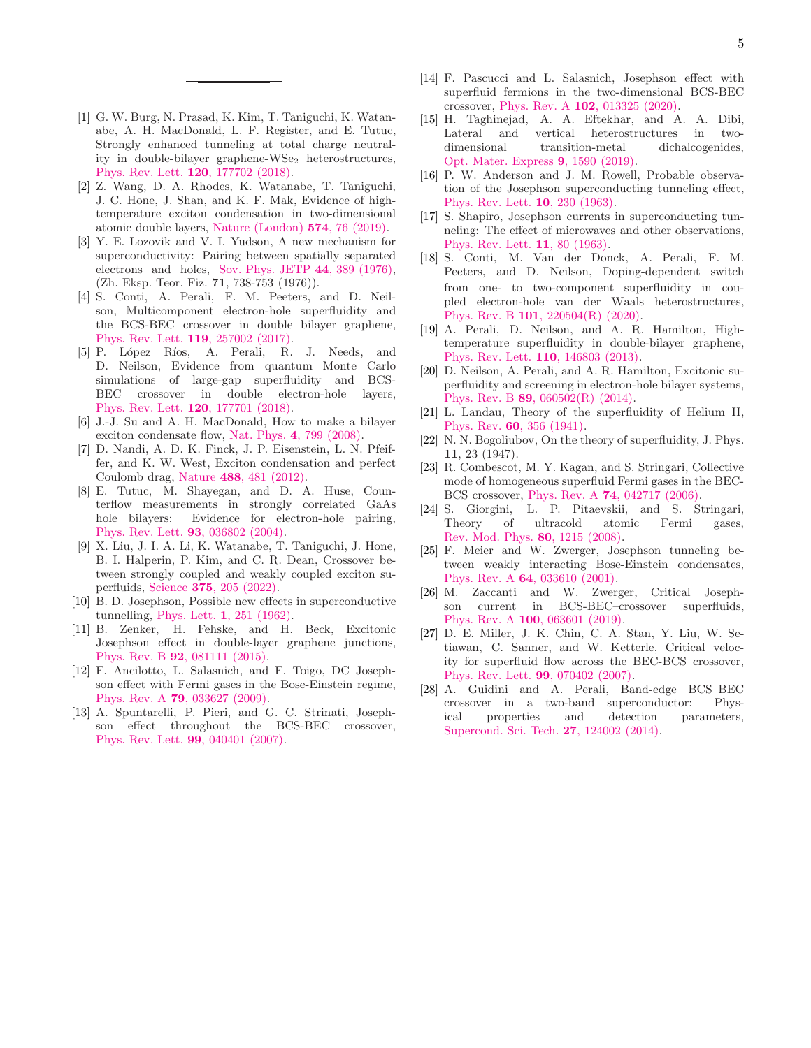[1] G. W. Burg, N. Prasad, K. Kim, T. Taniguchi, K. Watanabe, A. H. MacDonald, L. F. Register, and E. Tutuc, Strongly enhanced tunneling at total charge neutrality in double-bilayer graphene-$WSe_2$ heterostructures, Phys. Rev. Lett. **120**, 177702 (2018).

[2] Z. Wang, D. A. Rhodes, K. Watanabe, T. Taniguchi, J. C. Hone, J. Shan, and K. F. Mak, Evidence of high-temperature exciton condensation in two-dimensional atomic double layers, Nature (London) **574**, 76 (2019).

[3] Y. E. Lozovik and V. I. Yudson, A new mechanism for superconductivity: Pairing between spatially separated electrons and holes, Sov. Phys. JETP **44**, 389 (1976), (Zh. Eksp. Teor. Fiz. **71**, 738-753 (1976)).

[4] S. Conti, A. Perali, F. M. Peeters, and D. Neilson, Multicomponent electron-hole superfluidity and the BCS-BEC crossover in double bilayer graphene, Phys. Rev. Lett. **119**, 257002 (2017).

[5] P. López Ríos, A. Perali, R. J. Needs, and D. Neilson, Evidence from quantum Monte Carlo simulations of large-gap superfluidity and BCS-BEC crossover in double electron-hole layers, Phys. Rev. Lett. **120**, 177701 (2018).

[6] J.-J. Su and A. H. MacDonald, How to make a bilayer exciton condensate flow, Nat. Phys. **4**, 799 (2008).

[7] D. Nandi, A. D. K. Finck, J. P. Eisenstein, L. N. Pfeiffer, and K. W. West, Exciton condensation and perfect Coulomb drag, Nature **488**, 481 (2012).

[8] E. Tutuc, M. Shayegan, and D. A. Huse, Counterflow measurements in strongly correlated GaAs hole bilayers: Evidence for electron-hole pairing, Phys. Rev. Lett. **93**, 036802 (2004).

[9] X. Liu, J. I. A. Li, K. Watanabe, T. Taniguchi, J. Hone, B. I. Halperin, P. Kim, and C. R. Dean, Crossover between strongly coupled and weakly coupled exciton superfluids, Science **375**, 205 (2022).

[10] B. D. Josephson, Possible new effects in superconductive tunnelling, Phys. Lett. **1**, 251 (1962).

[11] B. Zenker, H. Fehske, and H. Beck, Excitonic Josephson effect in double-layer graphene junctions, Phys. Rev. B **92**, 081111 (2015).

[12] F. Ancilotto, L. Salasnich, and F. Toigo, DC Josephson effect with Fermi gases in the Bose-Einstein regime, Phys. Rev. A **79**, 033627 (2009).

[13] A. Spuntarelli, P. Pieri, and G. C. Strinati, Josephson effect throughout the BCS-BEC crossover, Phys. Rev. Lett. **99**, 040401 (2007).

[14] F. Pascucci and L. Salasnich, Josephson effect with superfluid fermions in the two-dimensional BCS-BEC crossover, Phys. Rev. A **102**, 013325 (2020).

[15] H. Taghinejad, A. A. Eftekhar, and A. A. Dibi, Lateral and vertical heterostructures in two-dimensional transition-metal dichalcogenides, Opt. Mater. Express **9**, 1590 (2019).

[16] P. W. Anderson and J. M. Rowell, Probable observation of the Josephson superconducting tunneling effect, Phys. Rev. Lett. **10**, 230 (1963).

[17] S. Shapiro, Josephson currents in superconducting tunneling: The effect of microwaves and other observations, Phys. Rev. Lett. **11**, 80 (1963).

[18] S. Conti, M. Van der Donck, A. Perali, F. M. Peeters, and D. Neilson, Doping-dependent switch from one- to two-component superfluidity in coupled electron-hole van der Waals heterostructures, Phys. Rev. B **101**, 220504(R) (2020).

[19] A. Perali, D. Neilson, and A. R. Hamilton, High-temperature superfluidity in double-bilayer graphene, Phys. Rev. Lett. **110**, 146803 (2013).

[20] D. Neilson, A. Perali, and A. R. Hamilton, Excitonic superfluidity and screening in electron-hole bilayer systems, Phys. Rev. B **89**, 060502(R) (2014).

[21] L. Landau, Theory of the superfluidity of Helium II, Phys. Rev. **60**, 356 (1941).

[22] N. N. Bogoliubov, On the theory of superfluidity, J. Phys. **11**, 23 (1947).

[23] R. Combescot, M. Y. Kagan, and S. Stringari, Collective mode of homogeneous superfluid Fermi gases in the BEC-BCS crossover, Phys. Rev. A **74**, 042717 (2006).

[24] S. Giorgini, L. P. Pitaevskii, and S. Stringari, Theory of ultracold atomic Fermi gases, Rev. Mod. Phys. **80**, 1215 (2008).

[25] F. Meier and W. Zwerger, Josephson tunneling between weakly interacting Bose-Einstein condensates, Phys. Rev. A **64**, 033610 (2001).

[26] M. Zaccanti and W. Zwerger, Critical Josephson current in BCS-BEC–crossover superfluids, Phys. Rev. A **100**, 063601 (2019).

[27] D. E. Miller, J. K. Chin, C. A. Stan, Y. Liu, W. Setiawan, C. Sanner, and W. Ketterle, Critical velocity for superfluid flow across the BEC-BCS crossover, Phys. Rev. Lett. **99**, 070402 (2007).

[28] A. Guidini and A. Perali, Band-edge BCS–BEC crossover in a two-band superconductor: Physical properties and detection parameters, Supercond. Sci. Tech. **27**, 124002 (2014).